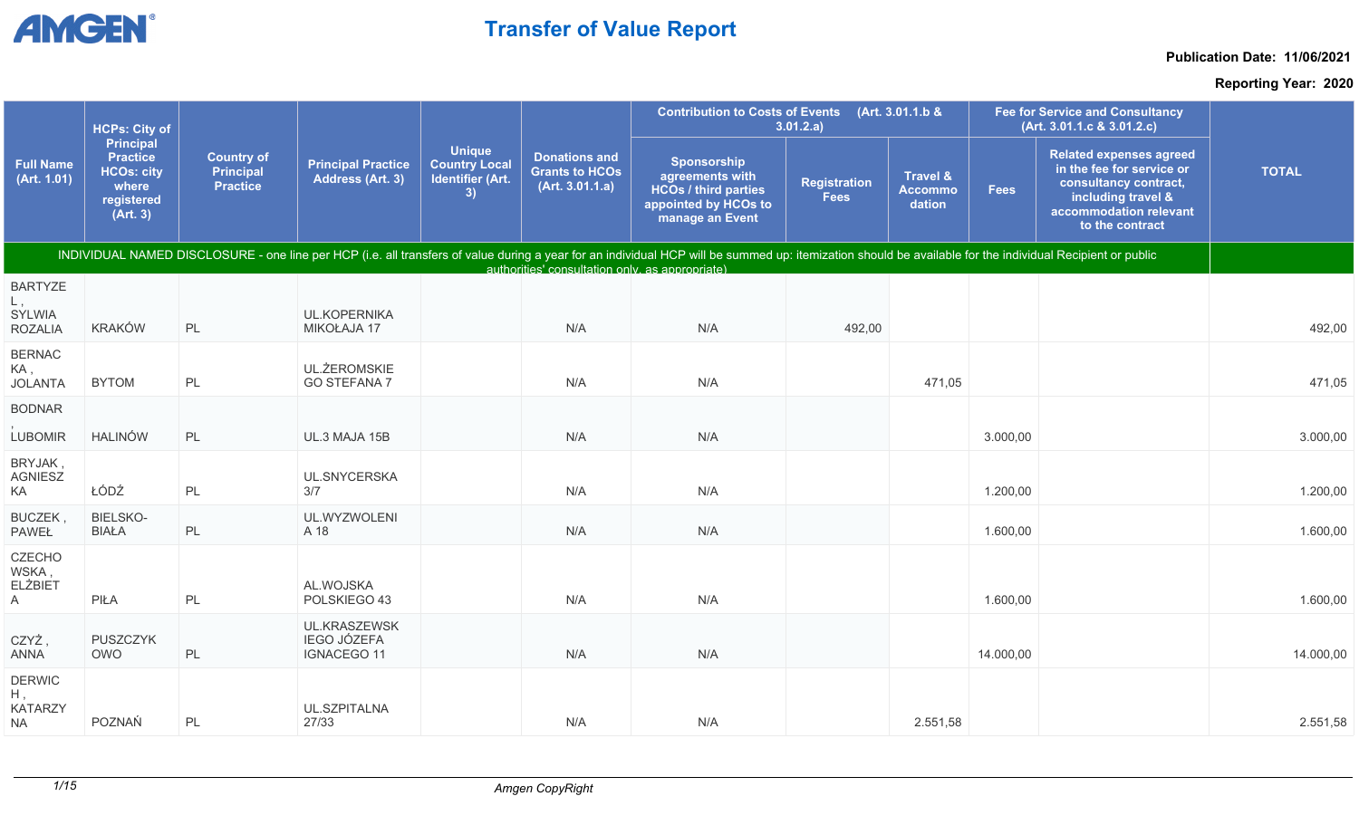# Transfer of Value Report

**Publication Date: 11/06/2021**

**Reporting Year: 2020**

| Full Name (Art. 1.01) | HCPs: City of Principal Practice HCOs: city where registered (Art. 3) | Country of Principal Practice | Principal Practice Address (Art. 3) | Unique Country Local Identifier (Art. 3) | Donations and Grants to HCOs (Art. 3.01.1.a) | Contribution to Costs of Events (Art. 3.01.1.b & 3.01.2.a) | | | Fee for Service and Consultancy (Art. 3.01.1.c & 3.01.2.c) | | TOTAL |
|---|---|---|---|---|---|---|---|---|---|---|---|
| | | | | | | Sponsorship agreements with HCOs / third parties appointed by HCOs to manage an Event | Registration Fees | Travel & Accommodation | Fees | Related expenses agreed in the fee for service or consultancy contract, including travel & accommodation relevant to the contract | |
| INDIVIDUAL NAMED DISCLOSURE - one line per HCP (i.e. all transfers of value during a year for an individual HCP will be summed up: itemization should be available for the individual Recipient or public authorities' consultation only, as appropriate) | | | | | | | | | | | |
| BARTYZEL , SYLWIA ROZALIA | KRAKÓW | PL | UL.KOPERNIKA MIKOŁAJA 17 | | N/A | N/A | 492,00 | | | | 492,00 |
| BERNACKA , JOLANTA | BYTOM | PL | UL.ŻEROMSKIEGO STEFANA 7 | | N/A | N/A | | 471,05 | | | 471,05 |
| BODNAR , LUBOMIR | HALINÓW | PL | UL.3 MAJA 15B | | N/A | N/A | | | 3.000,00 | | 3.000,00 |
| BRYJAK , AGNIESZKA | ŁÓDŹ | PL | UL.SNYCERSKA 3/7 | | N/A | N/A | | | 1.200,00 | | 1.200,00 |
| BUCZEK , PAWEŁ | BIELSKO-BIAŁA | PL | UL.WYZWOLENIA 18 | | N/A | N/A | | | 1.600,00 | | 1.600,00 |
| CZECHOWSKA , ELŻBIETA | PIŁA | PL | AL.WOJSKA POLSKIEGO 43 | | N/A | N/A | | | 1.600,00 | | 1.600,00 |
| CZYŻ , ANNA | PUSZCZYKOWO | PL | UL.KRASZEWSKIEGO JÓZEFA IGNACEGO 11 | | N/A | N/A | | | 14.000,00 | | 14.000,00 |
| DERWICH , KATARZYNA | POZNAŃ | PL | UL.SZPITALNA 27/33 | | N/A | N/A | | 2.551,58 | | | 2.551,58 |

Amgen CopyRight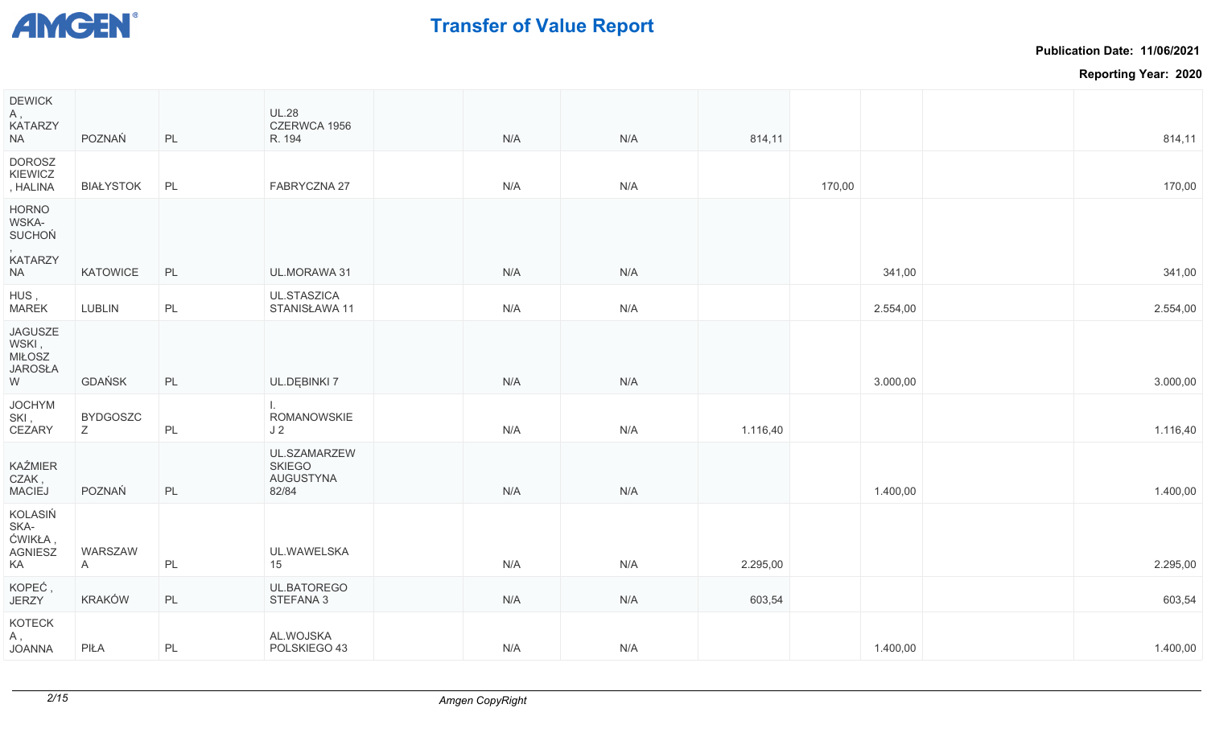| | | | | | | | | | | | |
|---|---|---|---|---|---|---|---|---|---|---|---|
| DEWICKA , KATARZYNA | POZNAŃ | PL | UL.28 CZERWCA 1956 R. 194 | | N/A | N/A | 814,11 | | | | 814,11 |
| DOROSZKIEWICZ , HALINA | BIAŁYSTOK | PL | FABRYCZNA 27 | | N/A | N/A | | 170,00 | | | 170,00 |
| HORNOWSKA-SUCHOŃ , KATARZYNA | KATOWICE | PL | UL.MORAWA 31 | | N/A | N/A | | | 341,00 | | 341,00 |
| HUS , MAREK | LUBLIN | PL | UL.STASZICA STANISŁAWA 11 | | N/A | N/A | | | 2.554,00 | | 2.554,00 |
| JAGUSZEWSKI , MIŁOSZ JAROSŁAW | GDAŃSK | PL | UL.DĘBINKI 7 | | N/A | N/A | | | 3.000,00 | | 3.000,00 |
| JOCHYMSKI , CEZARY | BYDGOSZCZ | PL | I. ROMANOWSKIEJ 2 | | N/A | N/A | 1.116,40 | | | | 1.116,40 |
| KAŹMIERCZAK , MACIEJ | POZNAŃ | PL | UL.SZAMARZEWSKIEGO AUGUSTYNA 82/84 | | N/A | N/A | | | 1.400,00 | | 1.400,00 |
| KOLASIŃSKA-ĆWIKŁA , AGNIESZKA | WARSZAWA | PL | UL.WAWELSKA 15 | | N/A | N/A | 2.295,00 | | | | 2.295,00 |
| KOPEĆ , JERZY | KRAKÓW | PL | UL.BATOREGO STEFANA 3 | | N/A | N/A | 603,54 | | | | 603,54 |
| KOTECKA , JOANNA | PIŁA | PL | AL.WOJSKA POLSKIEGO 43 | | N/A | N/A | | | 1.400,00 | | 1.400,00 |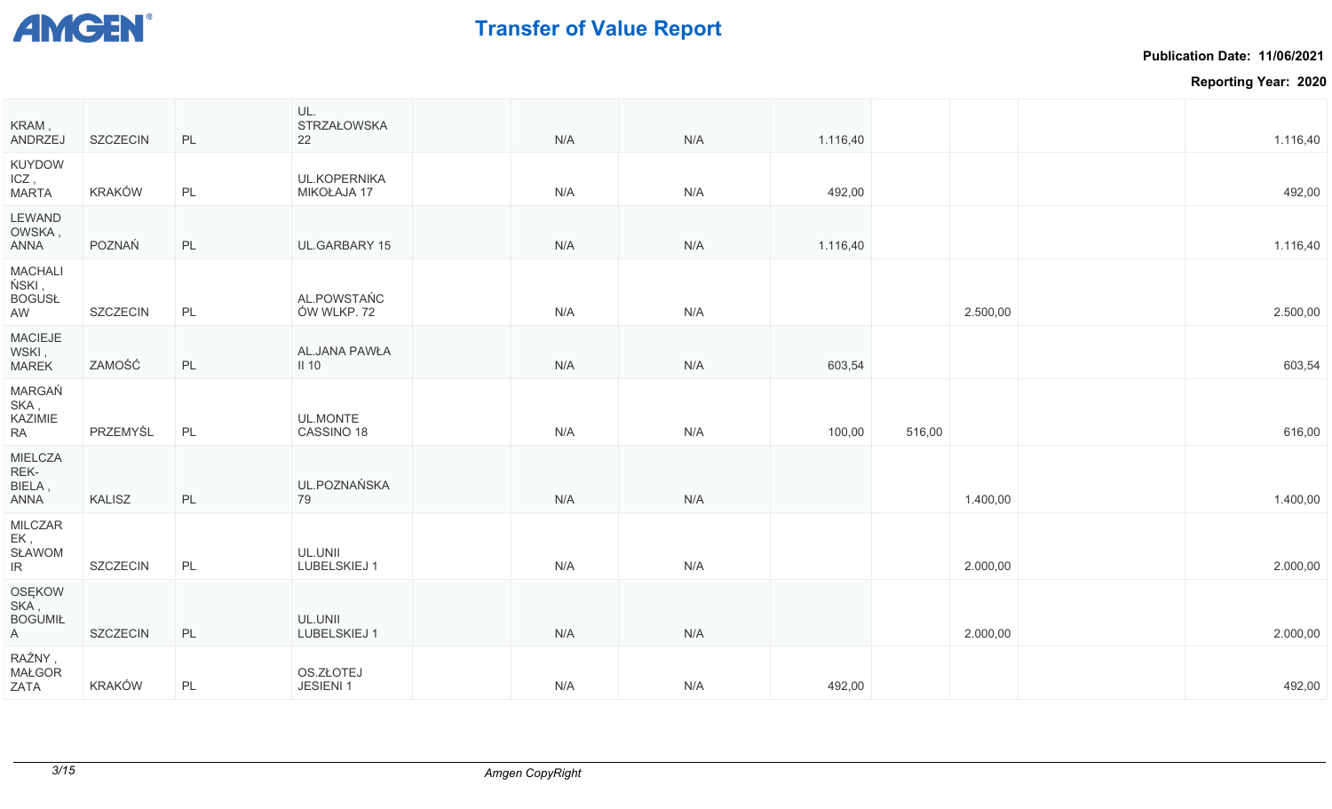| | | | | | | | | | | | |
|---|---|---|---|---|---|---|---|---|---|---|---|
| KRAM , ANDRZEJ | SZCZECIN | PL | UL. STRZAŁOWSKA 22 | | N/A | N/A | 1.116,40 | | | | 1.116,40 |
| KUYDOWICZ , MARTA | KRAKÓW | PL | UL.KOPERNIKA MIKOŁAJA 17 | | N/A | N/A | 492,00 | | | | 492,00 |
| LEWANDOWSKA , ANNA | POZNAŃ | PL | UL.GARBARY 15 | | N/A | N/A | 1.116,40 | | | | 1.116,40 |
| MACHALIŃSKI , BOGUSŁAW | SZCZECIN | PL | AL.POWSTAŃCÓW WLKP. 72 | | N/A | N/A | | | 2.500,00 | | 2.500,00 |
| MACIEJEWSKI , MAREK | ZAMOŚĆ | PL | AL.JANA PAWŁA II 10 | | N/A | N/A | 603,54 | | | | 603,54 |
| MARGAŃSKA , KAZIMIERA | PRZEMYŚL | PL | UL.MONTE CASSINO 18 | | N/A | N/A | 100,00 | 516,00 | | | 616,00 |
| MIELCZAREK-BIELA , ANNA | KALISZ | PL | UL.POZNAŃSKA 79 | | N/A | N/A | | | 1.400,00 | | 1.400,00 |
| MILCZAREK , SŁAWOMIR | SZCZECIN | PL | UL.UNII LUBELSKIEJ 1 | | N/A | N/A | | | 2.000,00 | | 2.000,00 |
| OSĘKOWSKA , BOGUMIŁA | SZCZECIN | PL | UL.UNII LUBELSKIEJ 1 | | N/A | N/A | | | 2.000,00 | | 2.000,00 |
| RAŹNY , MAŁGORZATA | KRAKÓW | PL | OS.ZŁOTEJ JESIENI 1 | | N/A | N/A | 492,00 | | | | 492,00 |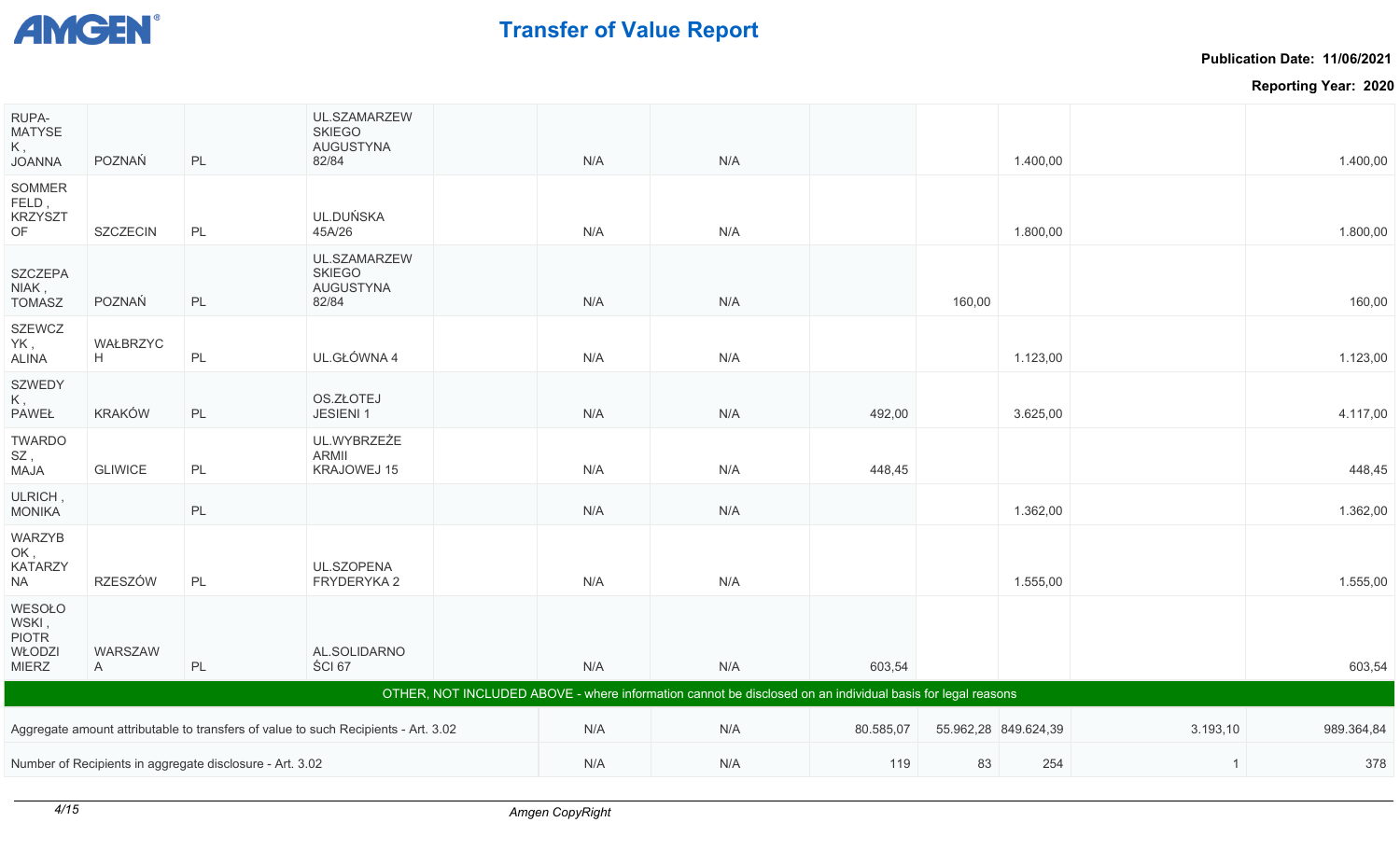# Transfer of Value Report

**Publication Date: 11/06/2021**

**Reporting Year: 2020**

| | | | | | | | | | | | |
|---|---|---|---|---|---|---|---|---|---|---|---|
| RUPA-MATYSEK , JOANNA | POZNAŃ | PL | UL.SZAMARZEWSKIEGO AUGUSTYNA 82/84 | | N/A | N/A | | | 1.400,00 | | 1.400,00 |
| SOMMERFELD , KRZYSZTOF | SZCZECIN | PL | UL.DUŃSKA 45A/26 | | N/A | N/A | | | 1.800,00 | | 1.800,00 |
| SZCZEPANIAK , TOMASZ | POZNAŃ | PL | UL.SZAMARZEWSKIEGO AUGUSTYNA 82/84 | | N/A | N/A | | 160,00 | | | 160,00 |
| SZEWCZYK , ALINA | WAŁBRZYCH | PL | UL.GŁÓWNA 4 | | N/A | N/A | | | 1.123,00 | | 1.123,00 |
| SZWEDYK , PAWEŁ | KRAKÓW | PL | OS.ZŁOTEJ JESIENI 1 | | N/A | N/A | 492,00 | | 3.625,00 | | 4.117,00 |
| TWARDOSZ , MAJA | GLIWICE | PL | UL.WYBRZEŻE ARMII KRAJOWEJ 15 | | N/A | N/A | 448,45 | | | | 448,45 |
| ULRICH , MONIKA | | PL | | | N/A | N/A | | | 1.362,00 | | 1.362,00 |
| WARZYBOK , KATARZYNA | RZESZÓW | PL | UL.SZOPENA FRYDERYKA 2 | | N/A | N/A | | | 1.555,00 | | 1.555,00 |
| WESOŁOWSKI , PIOTR WŁODZIMIERZ | WARSZAWA | PL | AL.SOLIDARNOŚCI 67 | | N/A | N/A | 603,54 | | | | 603,54 |
| **OTHER, NOT INCLUDED ABOVE - where information cannot be disclosed on an individual basis for legal reasons** | | | | | | | | | | | |
| Aggregate amount attributable to transfers of value to such Recipients - Art. 3.02 | | | | | N/A | N/A | 80.585,07 | 55.962,28 | 849.624,39 | 3.193,10 | 989.364,84 |
| Number of Recipients in aggregate disclosure - Art. 3.02 | | | | | N/A | N/A | 119 | 83 | 254 | 1 | 378 |

Amgen CopyRight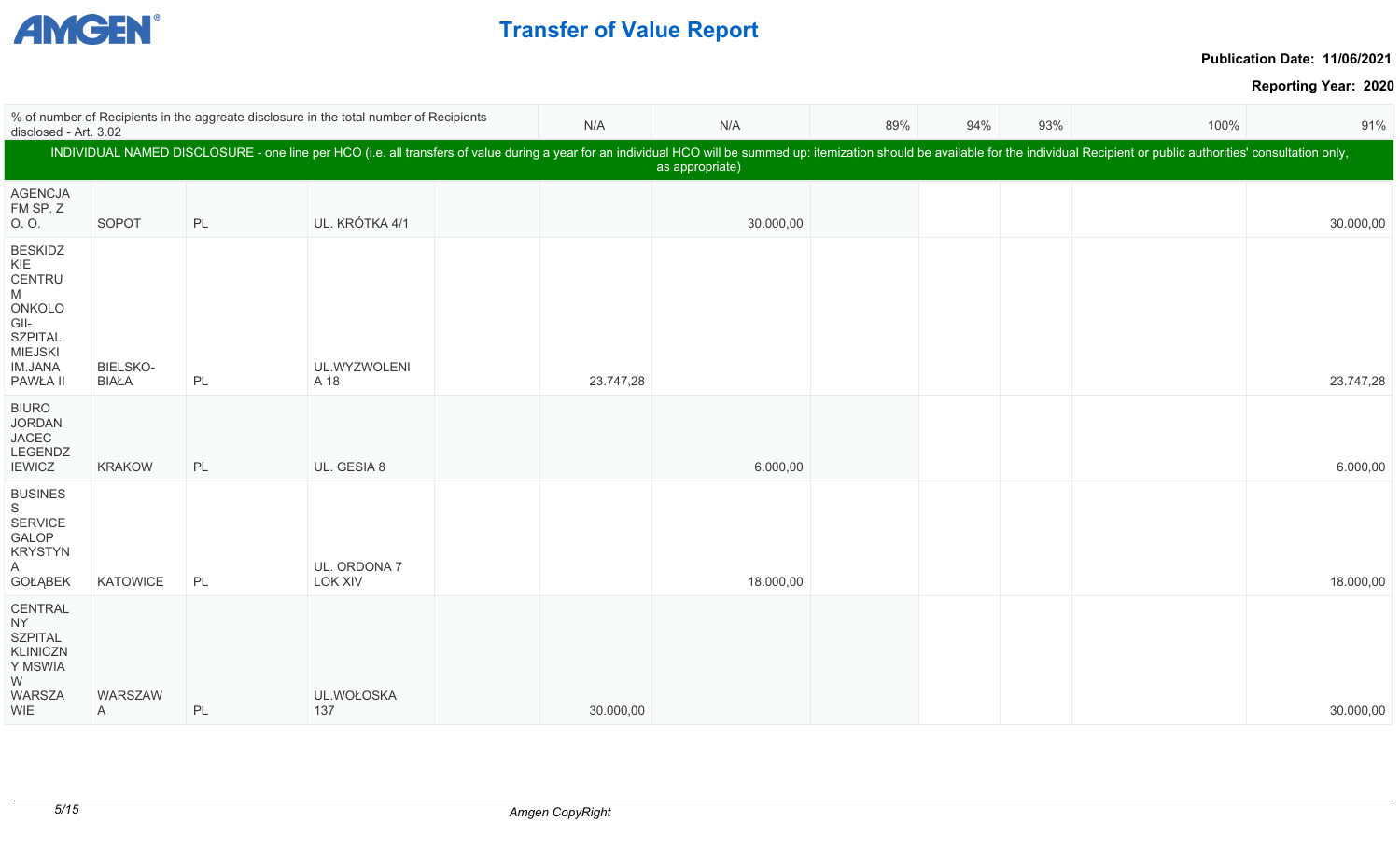# Transfer of Value Report

**Publication Date: 11/06/2021**

**Reporting Year: 2020**

| | | | | | | | | | | |
|---|---|---|---|---|---|---|---|---|---|---|
| % of number of Recipients in the aggregate disclosure in the total number of Recipients disclosed - Art. 3.02 | | | | | N/A | N/A | 89% | 94% | 93% | 100% | 91% |
| INDIVIDUAL NAMED DISCLOSURE - one line per HCO (i.e. all transfers of value during a year for an individual HCO will be summed up: itemization should be available for the individual Recipient or public authorities' consultation only, as appropriate) | | | | | | | | | | | |
| AGENCJA FM SP. Z O. O. | SOPOT | PL | UL. KRÓTKA 4/1 | | | 30.000,00 | | | | | 30.000,00 |
| BESKIDZKIE CENTRUM ONKOLOGII-SZPITAL MIEJSKI IM.JANA PAWŁA II | BIELSKO-BIAŁA | PL | UL.WYZWOLENIA 18 | | 23.747,28 | | | | | | 23.747,28 |
| BIURO JORDAN JACEC LEGENDZIEWICZ | KRAKOW | PL | UL. GESIA 8 | | | 6.000,00 | | | | | 6.000,00 |
| BUSINESS SERVICE GALOP KRYSTYNA GOŁĄBEK | KATOWICE | PL | UL. ORDONA 7 LOK XIV | | | 18.000,00 | | | | | 18.000,00 |
| CENTRALNY SZPITAL KLINICZNY MSWIA W WARSZAWIE | WARSZAWA | PL | UL.WOŁOSKA 137 | | 30.000,00 | | | | | | 30.000,00 |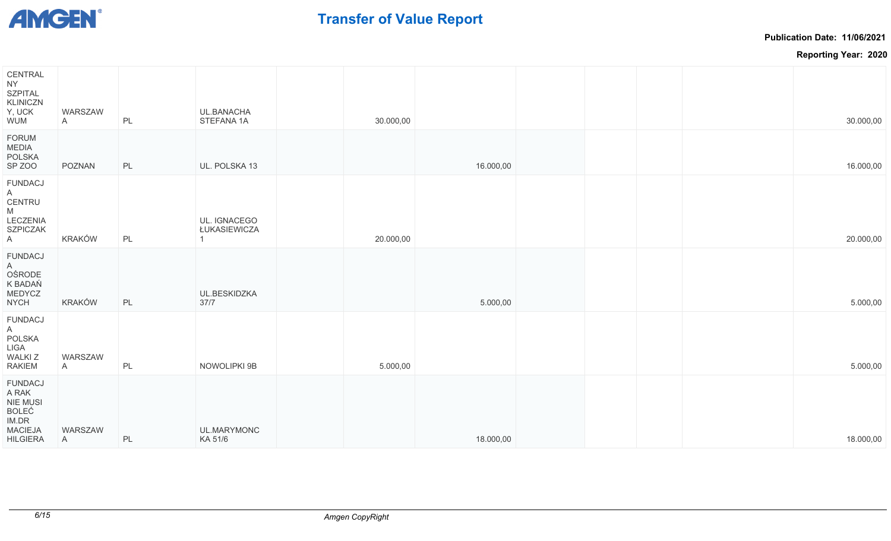# Transfer of Value Report

**Publication Date: 11/06/2021**

**Reporting Year: 2020**

| | | | | | | | | | | | |
|---|---|---|---|---|---|---|---|---|---|---|---|
| CENTRALNY SZPITAL KLINICZNY, UCK WUM | WARSZAWA | PL | UL.BANACHA STEFANA 1A | | 30.000,00 | | | | | | 30.000,00 |
| FORUM MEDIA POLSKA SP ZOO | POZNAN | PL | UL. POLSKA 13 | | | 16.000,00 | | | | | 16.000,00 |
| FUNDACJA CENTRUM LECZENIA SZPICZAKA | KRAKÓW | PL | UL. IGNACEGO ŁUKASIEWICZA 1 | | 20.000,00 | | | | | | 20.000,00 |
| FUNDACJA OŚRODEK BADAŃ MEDYCZNYCH | KRAKÓW | PL | UL.BESKIDZKA 37/7 | | | 5.000,00 | | | | | 5.000,00 |
| FUNDACJA POLSKA LIGA WALKI Z RAKIEM | WARSZAWA | PL | NOWOLIPKI 9B | | 5.000,00 | | | | | | 5.000,00 |
| FUNDACJA RAK NIE MUSI BOLEĆ IM.DR MACIEJA HILGIERA | WARSZAWA | PL | UL.MARYMONCKA 51/6 | | | 18.000,00 | | | | | 18.000,00 |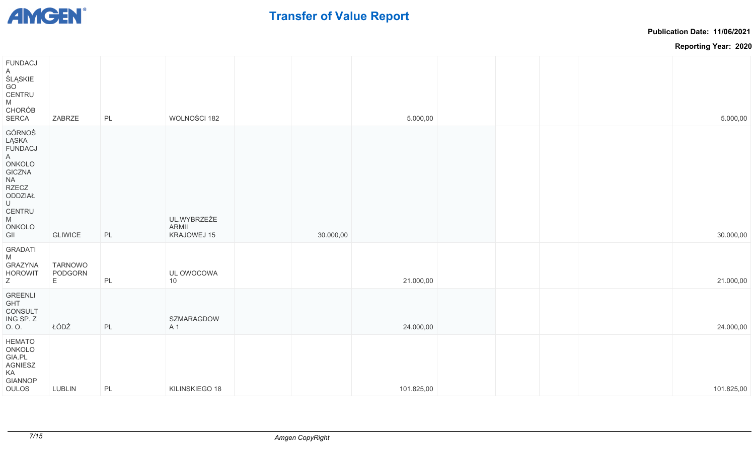| | | | | | | | | | | | |
|---|---|---|---|---|---|---|---|---|---|---|---|
| FUNDACJA ŚLĄSKIEGO CENTRUM CHORÓB SERCA | ZABRZE | PL | WOLNOŚCI 182 | | | 5.000,00 | | | | | 5.000,00 |
| GÓRNOŚLĄSKA FUNDACJA ONKOLOGICZNA NA RZECZ ODDZIAŁU CENTRUM ONKOLOGII | GLIWICE | PL | UL.WYBRZEŻE ARMII KRAJOWEJ 15 | | 30.000,00 | | | | | | 30.000,00 |
| GRADATIM GRAZYNA HOROWITZ | TARNOWO PODGORNE | PL | UL OWOCOWA 10 | | | 21.000,00 | | | | | 21.000,00 |
| GREENLIGHT CONSULTING SP. Z O. O. | ŁÓDŹ | PL | SZMARAGDOWA 1 | | | 24.000,00 | | | | | 24.000,00 |
| HEMATOONKOLOGIA.PL AGNIESZKA GIANNOPOULOS | LUBLIN | PL | KILINSKIEGO 18 | | | 101.825,00 | | | | | 101.825,00 |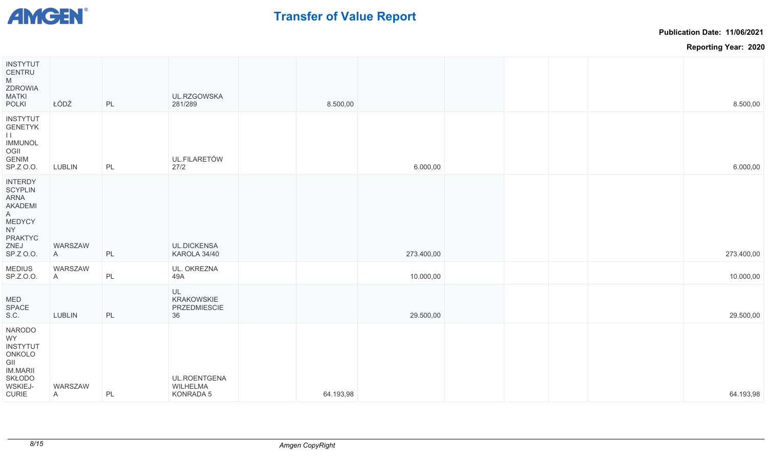| | | | | | | | | | | | |
|---|---|---|---|---|---|---|---|---|---|---|---|
| INSTYTUT CENTRUM ZDROWIA MATKI POLKI | ŁÓDŹ | PL | UL.RZGOWSKA 281/289 | | 8.500,00 | | | | | | 8.500,00 |
| INSTYTUT GENETYKI I IMMUNOLOGII GENIM SP.Z O.O. | LUBLIN | PL | UL.FILARETÓW 27/2 | | | 6.000,00 | | | | | 6.000,00 |
| INTERDYSCYPLINARNA AKADEMIA MEDYCYNY PRAKTYCZNEJ SP.Z O.O. | WARSZAWA | PL | UL.DICKENSA KAROLA 34/40 | | | 273.400,00 | | | | | 273.400,00 |
| MEDIUS SP.Z.O.O. | WARSZAWA | PL | UL. OKREZNA 49A | | | 10.000,00 | | | | | 10.000,00 |
| MED SPACE S.C. | LUBLIN | PL | UL KRAKOWSKIE PRZEDMIESCIE 36 | | | 29.500,00 | | | | | 29.500,00 |
| NARODOWY INSTYTUT ONKOLOGII IM.MARII SKŁODOWSKIEJ-CURIE | WARSZAWA | PL | UL.ROENTGENA WILHELMA KONRADA 5 | | 64.193,98 | | | | | | 64.193,98 |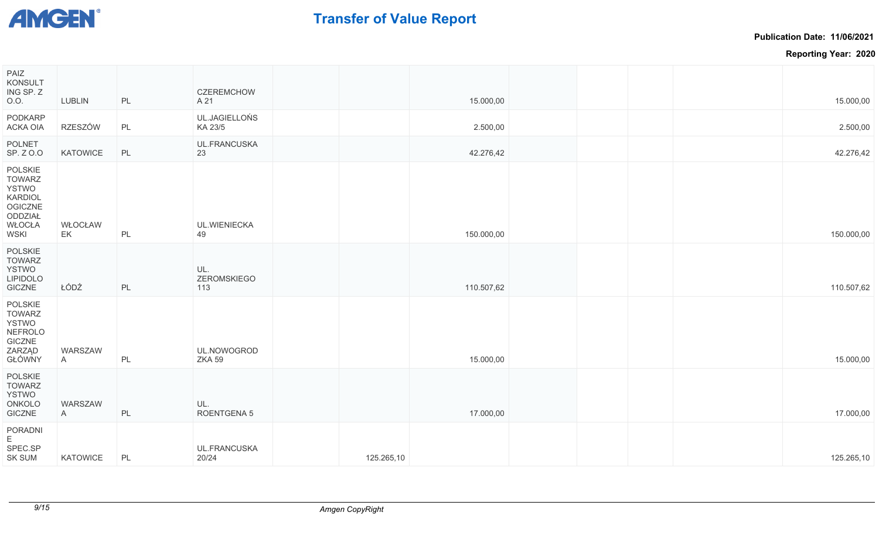| | | | | | | | | | | | |
|---|---|---|---|---|---|---|---|---|---|---|---|
| PAIZ KONSULTING SP. Z O.O. | LUBLIN | PL | CZEREMCHOWA 21 | | | 15.000,00 | | | | | 15.000,00 |
| PODKARPACKA OIA | RZESZÓW | PL | UL.JAGIELLOŃSKA 23/5 | | | 2.500,00 | | | | | 2.500,00 |
| POLNET SP. Z O.O | KATOWICE | PL | UL.FRANCUSKA 23 | | | 42.276,42 | | | | | 42.276,42 |
| POLSKIE TOWARZYSTWO KARDIOLOGICZNE ODDZIAŁ WŁOCŁAWSKI | WŁOCŁAWEK | PL | UL.WIENIECKA 49 | | | 150.000,00 | | | | | 150.000,00 |
| POLSKIE TOWARZYSTWO LIPIDOLOGICZNE | ŁÓDŹ | PL | UL. ZEROMSKIEGO 113 | | | 110.507,62 | | | | | 110.507,62 |
| POLSKIE TOWARZYSTWO NEFROLOGICZNE ZARZĄD GŁÓWNY | WARSZAWA | PL | UL.NOWOGRODZKA 59 | | | 15.000,00 | | | | | 15.000,00 |
| POLSKIE TOWARZYSTWO ONKOLOGICZNE | WARSZAWA | PL | UL. ROENTGENA 5 | | | 17.000,00 | | | | | 17.000,00 |
| PORADNIE SPEC.SP SK SUM | KATOWICE | PL | UL.FRANCUSKA 20/24 | | 125.265,10 | | | | | | 125.265,10 |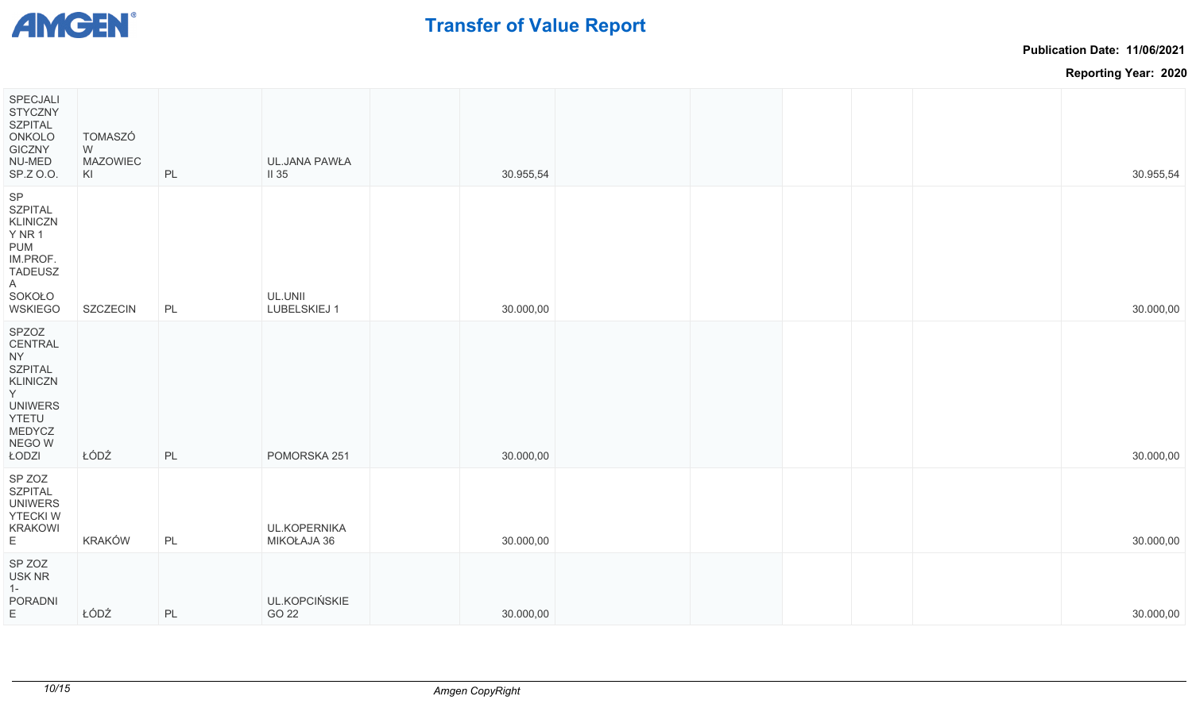# Transfer of Value Report

**Publication Date: 11/06/2021**

**Reporting Year: 2020**

| | | | | | | | | | | | |
|---|---|---|---|---|---|---|---|---|---|---|---|
| SPECJALISTYCZNY SZPITAL ONKOLOGICZNY NU-MED SP.Z O.O. | TOMASZÓW MAZOWIECKI | PL | UL.JANA PAWŁA II 35 | | 30.955,54 | | | | | | 30.955,54 |
| SP SZPITAL KLINICZNY NR 1 PUM IM.PROF. TADEUSZA SOKOŁOWSKIEGO | SZCZECIN | PL | UL.UNII LUBELSKIEJ 1 | | 30.000,00 | | | | | | 30.000,00 |
| SPZOZ CENTRALNY SZPITAL KLINICZNY UNIWERSYTETU MEDYCZNEGO W ŁODZI | ŁÓDŹ | PL | POMORSKA 251 | | 30.000,00 | | | | | | 30.000,00 |
| SP ZOZ SZPITAL UNIWERSYTECKI W KRAKOWIE | KRAKÓW | PL | UL.KOPERNIKA MIKOŁAJA 36 | | 30.000,00 | | | | | | 30.000,00 |
| SP ZOZ USK NR 1-PORADNIE | ŁÓDŹ | PL | UL.KOPCIŃSKIEGO 22 | | 30.000,00 | | | | | | 30.000,00 |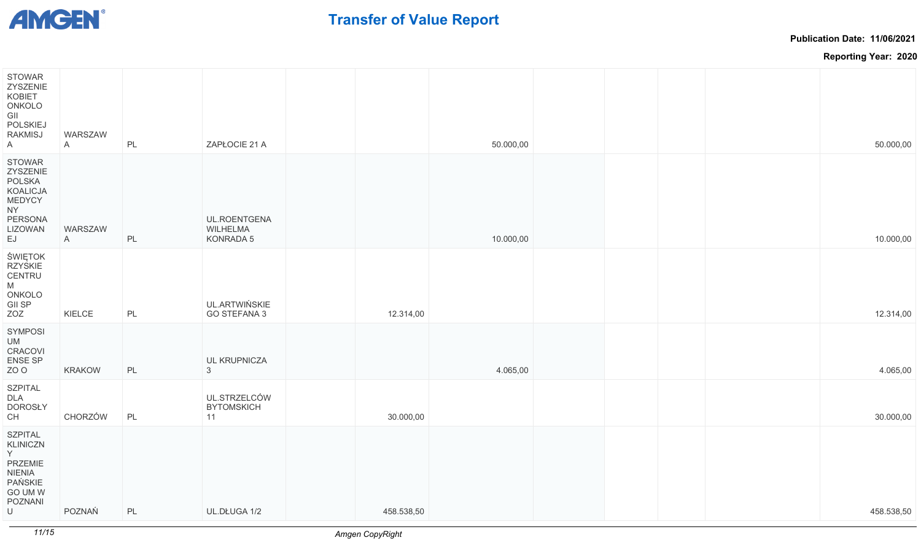| | | | | | | | | | | | |
|---|---|---|---|---|---|---|---|---|---|---|---|
| STOWARZYSZENIE KOBIET ONKOLOGII POLSKIEJ RAKMISJA | WARSZAWA | PL | ZAPŁOCIE 21 A | | | 50.000,00 | | | | | 50.000,00 |
| STOWARZYSZENIE POLSKA KOALICJA MEDYCYNY PERSONALIZOWANEJ | WARSZAWA | PL | UL.ROENTGENA WILHELMA KONRADA 5 | | | 10.000,00 | | | | | 10.000,00 |
| ŚWIĘTOKRZYSKIE CENTRUM ONKOLOGII SP ZOZ | KIELCE | PL | UL.ARTWIŃSKIEGO STEFANA 3 | | 12.314,00 | | | | | | 12.314,00 |
| SYMPOSIUM CRACOVIENSE SP ZO O | KRAKOW | PL | UL KRUPNICZA 3 | | | 4.065,00 | | | | | 4.065,00 |
| SZPITAL DLA DOROSŁYCH | CHORZÓW | PL | UL.STRZELCÓW BYTOMSKICH 11 | | 30.000,00 | | | | | | 30.000,00 |
| SZPITAL KLINICZNY PRZEMIENIENIA PAŃSKIEGO UM W POZNANIU | POZNAŃ | PL | UL.DŁUGA 1/2 | | 458.538,50 | | | | | | 458.538,50 |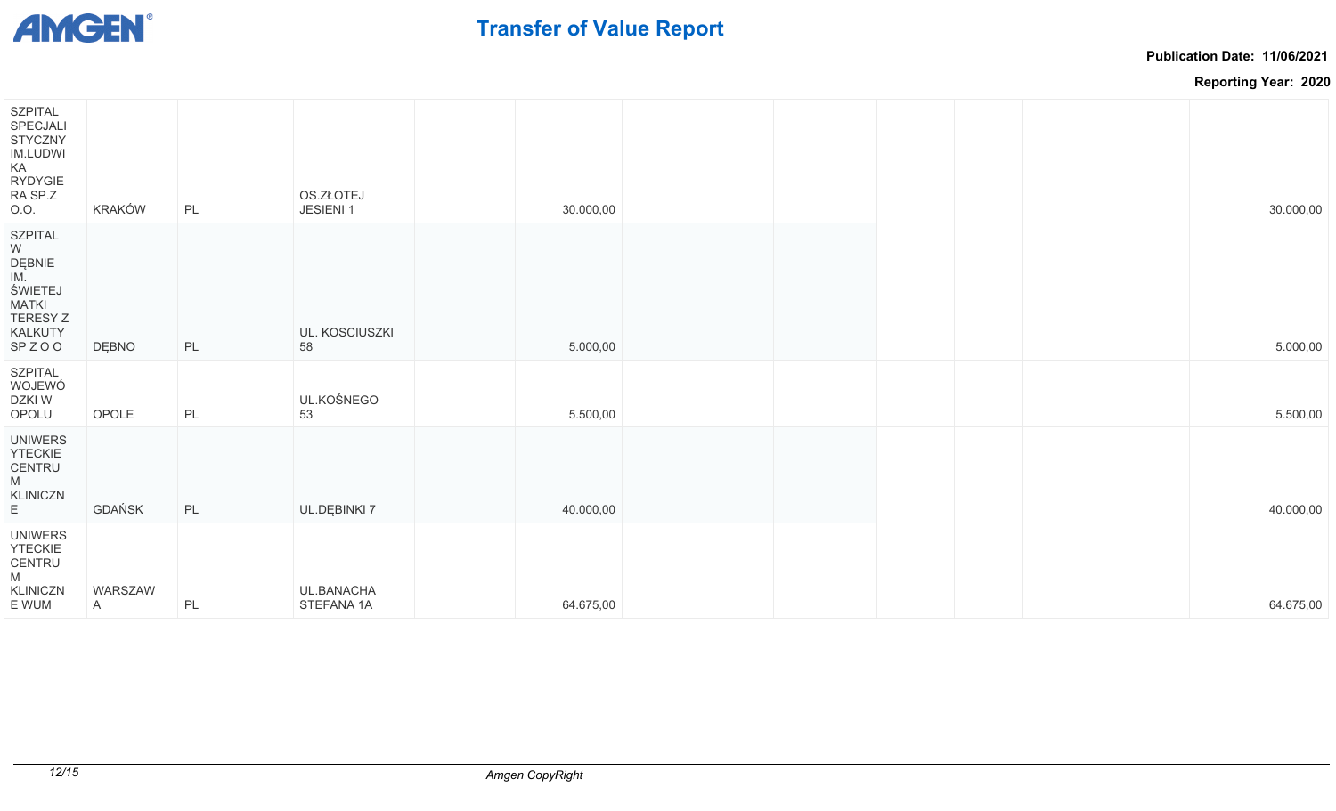# Transfer of Value Report

**Publication Date: 11/06/2021**

**Reporting Year: 2020**

| | | | | | | | | | | | |
|---|---|---|---|---|---|---|---|---|---|---|---|
| SZPITAL SPECJALISTYCZNY IM.LUDWIKA RYDYGIERA SP.Z O.O. | KRAKÓW | PL | OS.ZŁOTEJ JESIENI 1 | | 30.000,00 | | | | | | 30.000,00 |
| SZPITAL W DĘBNIE IM. ŚWIETEJ MATKI TERESY Z KALKUTY SP Z O O | DĘBNO | PL | UL. KOSCIUSZKI 58 | | 5.000,00 | | | | | | 5.000,00 |
| SZPITAL WOJEWÓDZKI W OPOLU | OPOLE | PL | UL.KOŚNEGO 53 | | 5.500,00 | | | | | | 5.500,00 |
| UNIWERSYTECKIE CENTRUM KLINICZNE | GDAŃSK | PL | UL.DĘBINKI 7 | | 40.000,00 | | | | | | 40.000,00 |
| UNIWERSYTECKIE CENTRUM KLINICZNE WUM | WARSZAWA | PL | UL.BANACHA STEFANA 1A | | 64.675,00 | | | | | | 64.675,00 |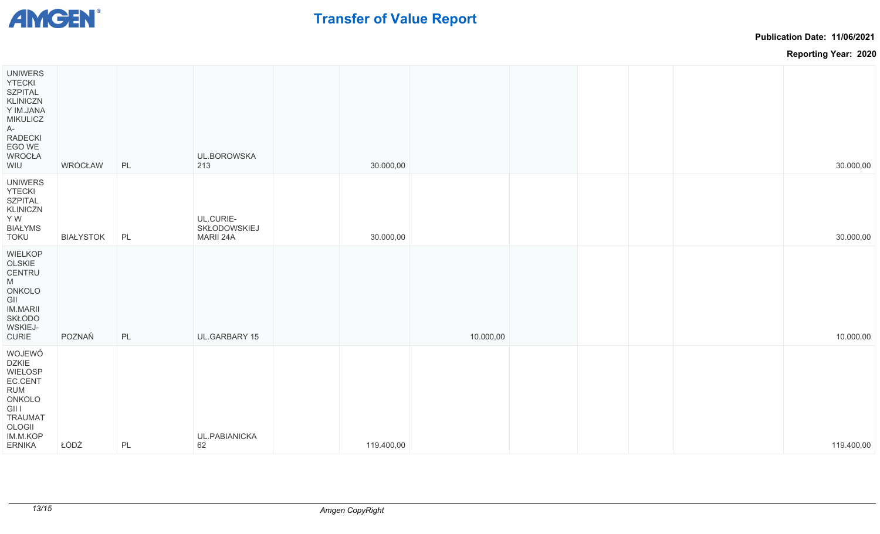# Transfer of Value Report

**Publication Date: 11/06/2021**

**Reporting Year: 2020**

| | | | | | | | | | | | |
|---|---|---|---|---|---|---|---|---|---|---|---|
| UNIWERSYTECKI SZPITAL KLINICZNY IM.JANA MIKULICZA-RADECKIEGO WE WROCŁAWIU | WROCŁAW | PL | UL.BOROWSKA 213 | | 30.000,00 | | | | | | 30.000,00 |
| UNIWERSYTECKI SZPITAL KLINICZNY W BIAŁYMSTOKU | BIAŁYSTOK | PL | UL.CURIE-SKŁODOWSKIEJ MARII 24A | | 30.000,00 | | | | | | 30.000,00 |
| WIELKOPOLSKIE CENTRUM ONKOLOGII IM.MARII SKŁODOWSKIEJ-CURIE | POZNAŃ | PL | UL.GARBARY 15 | | | 10.000,00 | | | | | 10.000,00 |
| WOJEWÓDZKIE WIELOSPEC.CENTRUM ONKOLOGII I TRAUMATOLOGII IM.M.KOPERNIKA | ŁÓDŹ | PL | UL.PABIANICKA 62 | | 119.400,00 | | | | | | 119.400,00 |

*Amgen CopyRight*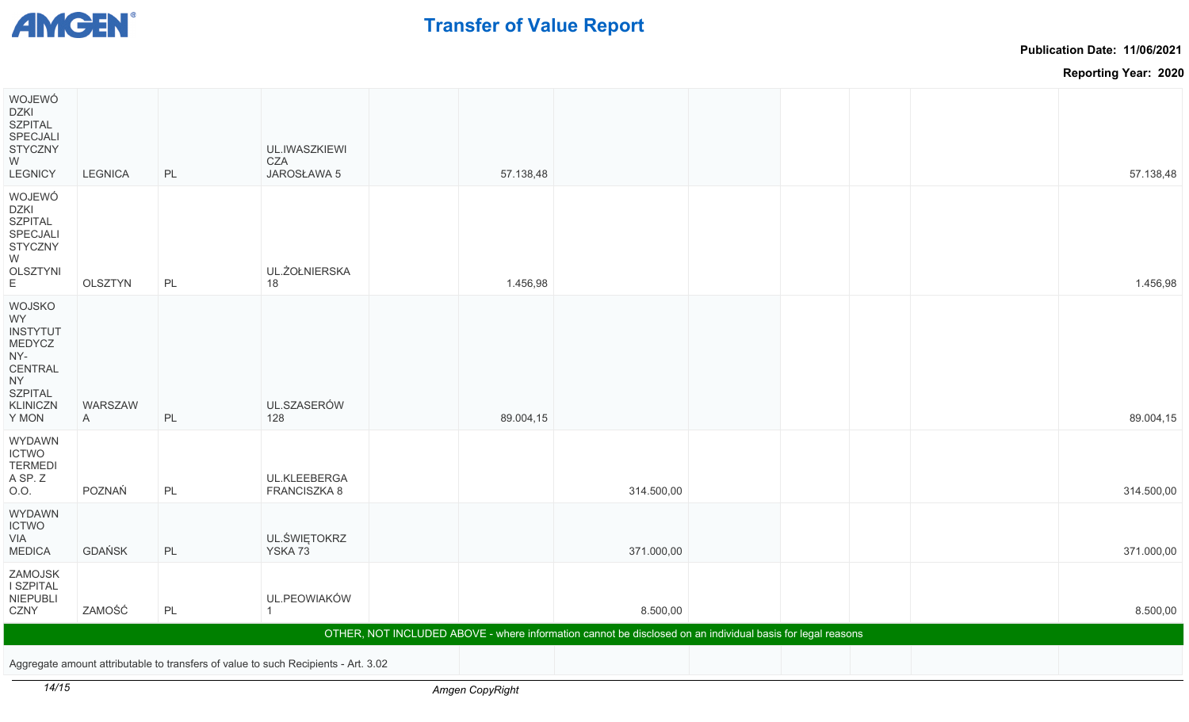| | | | | | | | | | | | |
|---|---|---|---|---|---|---|---|---|---|---|---|
| WOJEWÓDZKI SZPITAL SPECJALISTYCZNY W LEGNICY | LEGNICA | PL | UL.IWASZKIEWICZA JAROSŁAWA 5 | | 57.138,48 | | | | | | 57.138,48 |
| WOJEWÓDZKI SZPITAL SPECJALISTYCZNY W OLSZTYNIE | OLSZTYN | PL | UL.ŻOŁNIERSKA 18 | | 1.456,98 | | | | | | 1.456,98 |
| WOJSKOWY INSTYTUT MEDYCZNY-CENTRALNY SZPITAL KLINICZNY MON | WARSZAWA | PL | UL.SZASERÓW 128 | | 89.004,15 | | | | | | 89.004,15 |
| WYDAWNICTWO TERMEDIA SP. Z O.O. | POZNAŃ | PL | UL.KLEEBERGA FRANCISZKA 8 | | | 314.500,00 | | | | | 314.500,00 |
| WYDAWNICTWO VIA MEDICA | GDAŃSK | PL | UL.ŚWIĘTOKRZYSKA 73 | | | 371.000,00 | | | | | 371.000,00 |
| ZAMOJSKI SZPITAL NIEPUBLICZNY | ZAMOŚĆ | PL | UL.PEOWIAKÓW 1 | | | 8.500,00 | | | | | 8.500,00 |
| OTHER, NOT INCLUDED ABOVE - where information cannot be disclosed on an individual basis for legal reasons | | | | | | | | | | | |
| Aggregate amount attributable to transfers of value to such Recipients - Art. 3.02 | | | | | | | | | | | |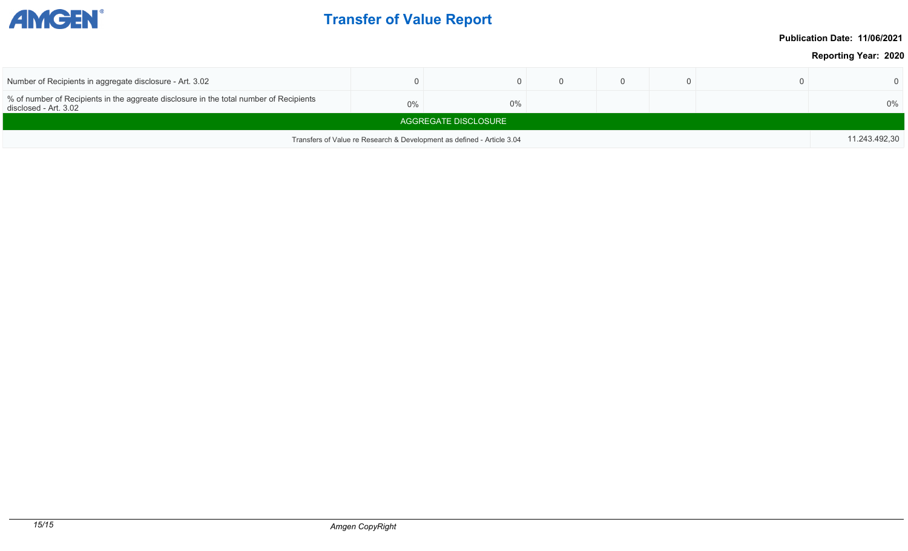# Transfer of Value Report

**Publication Date: 11/06/2021**

**Reporting Year: 2020**

| | | | | | | | |
|---|---|---|---|---|---|---|---|
| Number of Recipients in aggregate disclosure - Art. 3.02 | 0 | 0 | 0 | 0 | 0 | 0 | 0 |
| % of number of Recipients in the aggreate disclosure in the total number of Recipients disclosed - Art. 3.02 | 0% | 0% | | | | | 0% |
| AGGREGATE DISCLOSURE | | | | | | | |
| Transfers of Value re Research & Development as defined - Article 3.04 | | | | | | | 11.243.492,30 |

*Amgen CopyRight*